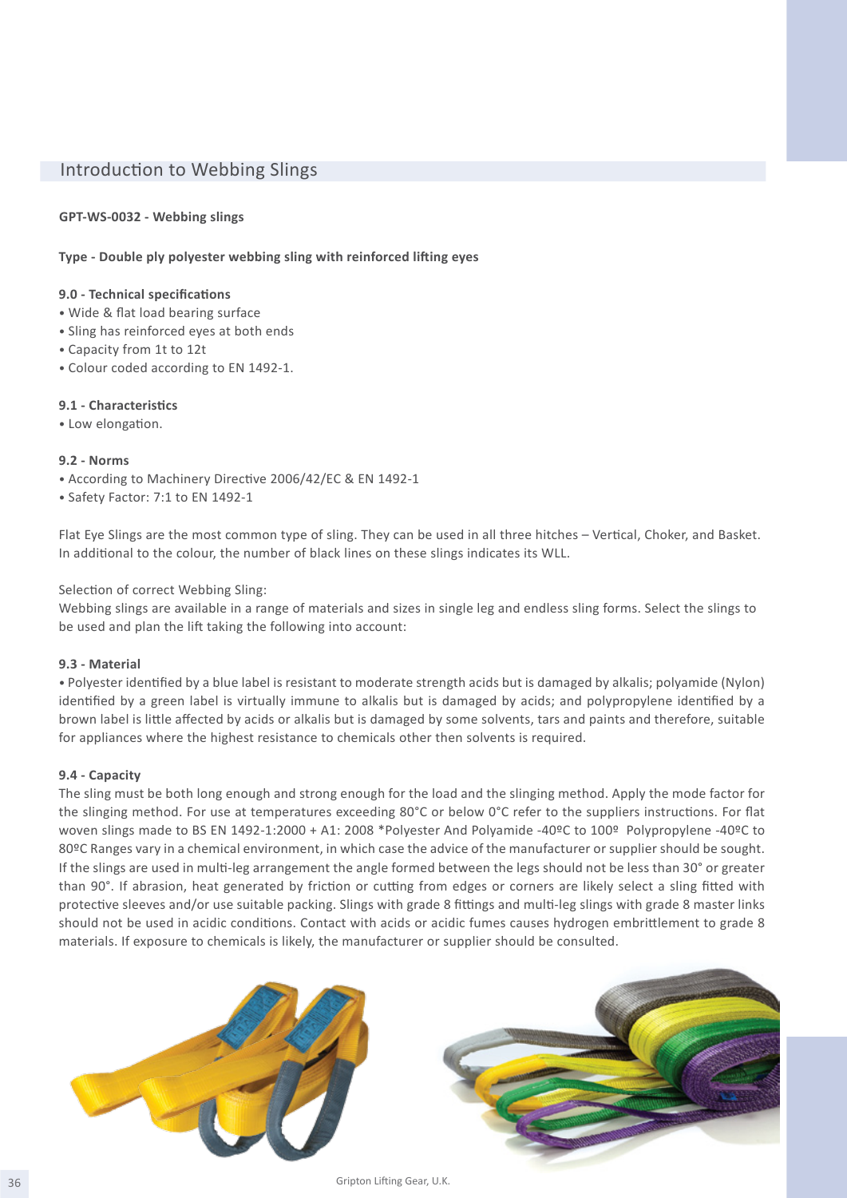## Introduction to Webbing Slings

**GPT-WS-0032 - Webbing slings**

**Type - Double ply polyester webbing sling with reinforced lifting eyes**

**9.0 - Technical specifications**
- Wide & flat load bearing surface
- Sling has reinforced eyes at both ends
- Capacity from 1t to 12t
- Colour coded according to EN 1492-1.

**9.1 - Characteristics**
- Low elongation.

**9.2 - Norms**
- According to Machinery Directive 2006/42/EC & EN 1492-1
- Safety Factor: 7:1 to EN 1492-1

Flat Eye Slings are the most common type of sling. They can be used in all three hitches – Vertical, Choker, and Basket. In additional to the colour, the number of black lines on these slings indicates its WLL.

Selection of correct Webbing Sling:
Webbing slings are available in a range of materials and sizes in single leg and endless sling forms. Select the slings to be used and plan the lift taking the following into account:

**9.3 - Material**
- Polyester identified by a blue label is resistant to moderate strength acids but is damaged by alkalis; polyamide (Nylon) identified by a green label is virtually immune to alkalis but is damaged by acids; and polypropylene identified by a brown label is little affected by acids or alkalis but is damaged by some solvents, tars and paints and therefore, suitable for appliances where the highest resistance to chemicals other then solvents is required.

**9.4 - Capacity**
The sling must be both long enough and strong enough for the load and the slinging method. Apply the mode factor for the slinging method. For use at temperatures exceeding 80°C or below 0°C refer to the suppliers instructions. For flat woven slings made to BS EN 1492-1:2000 + A1: 2008 *Polyester And Polyamide -40ºC to 100º Polypropylene -40ºC to 80ºC Ranges vary in a chemical environment, in which case the advice of the manufacturer or supplier should be sought. If the slings are used in multi-leg arrangement the angle formed between the legs should not be less than 30° or greater than 90°. If abrasion, heat generated by friction or cutting from edges or corners are likely select a sling fitted with protective sleeves and/or use suitable packing. Slings with grade 8 fittings and multi-leg slings with grade 8 master links should not be used in acidic conditions. Contact with acids or acidic fumes causes hydrogen embrittlement to grade 8 materials. If exposure to chemicals is likely, the manufacturer or supplier should be consulted.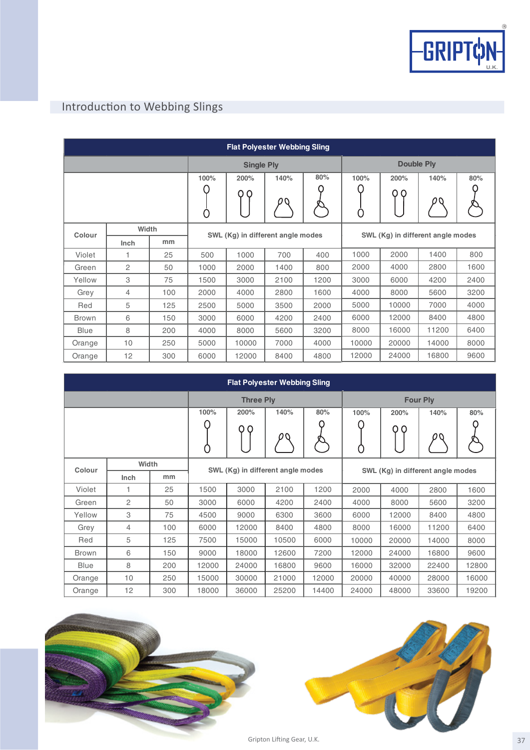## Introduction to Webbing Slings

| Flat Polyester Webbing Sling | | | | | | | | | | | |
|---|---|---|---|---|---|---|---|---|---|---|---|
| | | | Single Ply | | | | Double Ply | | | | |
| | | | 100% | 200% | 140% | 80% | 100% | 200% | 140% | 80% |
| Colour | Width | | SWL (Kg) in different angle modes | | | | SWL (Kg) in different angle modes | | | |
| | Inch | mm | | | | | | | | |
| Violet | 1 | 25 | 500 | 1000 | 700 | 400 | 1000 | 2000 | 1400 | 800 |
| Green | 2 | 50 | 1000 | 2000 | 1400 | 800 | 2000 | 4000 | 2800 | 1600 |
| Yellow | 3 | 75 | 1500 | 3000 | 2100 | 1200 | 3000 | 6000 | 4200 | 2400 |
| Grey | 4 | 100 | 2000 | 4000 | 2800 | 1600 | 4000 | 8000 | 5600 | 3200 |
| Red | 5 | 125 | 2500 | 5000 | 3500 | 2000 | 5000 | 10000 | 7000 | 4000 |
| Brown | 6 | 150 | 3000 | 6000 | 4200 | 2400 | 6000 | 12000 | 8400 | 4800 |
| Blue | 8 | 200 | 4000 | 8000 | 5600 | 3200 | 8000 | 16000 | 11200 | 6400 |
| Orange | 10 | 250 | 5000 | 10000 | 7000 | 4000 | 10000 | 20000 | 14000 | 8000 |
| Orange | 12 | 300 | 6000 | 12000 | 8400 | 4800 | 12000 | 24000 | 16800 | 9600 |

| Flat Polyester Webbing Sling | | | | | | | | | | |
|---|---|---|---|---|---|---|---|---|---|---|
| | | | Three Ply | | | | Four Ply | | | |
| | | | 100% | 200% | 140% | 80% | 100% | 200% | 140% | 80% |
| Colour | Width | | SWL (Kg) in different angle modes | | | | SWL (Kg) in different angle modes | | | |
| | Inch | mm | | | | | | | | |
| Violet | 1 | 25 | 1500 | 3000 | 2100 | 1200 | 2000 | 4000 | 2800 | 1600 |
| Green | 2 | 50 | 3000 | 6000 | 4200 | 2400 | 4000 | 8000 | 5600 | 3200 |
| Yellow | 3 | 75 | 4500 | 9000 | 6300 | 3600 | 6000 | 12000 | 8400 | 4800 |
| Grey | 4 | 100 | 6000 | 12000 | 8400 | 4800 | 8000 | 16000 | 11200 | 6400 |
| Red | 5 | 125 | 7500 | 15000 | 10500 | 6000 | 10000 | 20000 | 14000 | 8000 |
| Brown | 6 | 150 | 9000 | 18000 | 12600 | 7200 | 12000 | 24000 | 16800 | 9600 |
| Blue | 8 | 200 | 12000 | 24000 | 16800 | 9600 | 16000 | 32000 | 22400 | 12800 |
| Orange | 10 | 250 | 15000 | 30000 | 21000 | 12000 | 20000 | 40000 | 28000 | 16000 |
| Orange | 12 | 300 | 18000 | 36000 | 25200 | 14400 | 24000 | 48000 | 33600 | 19200 |